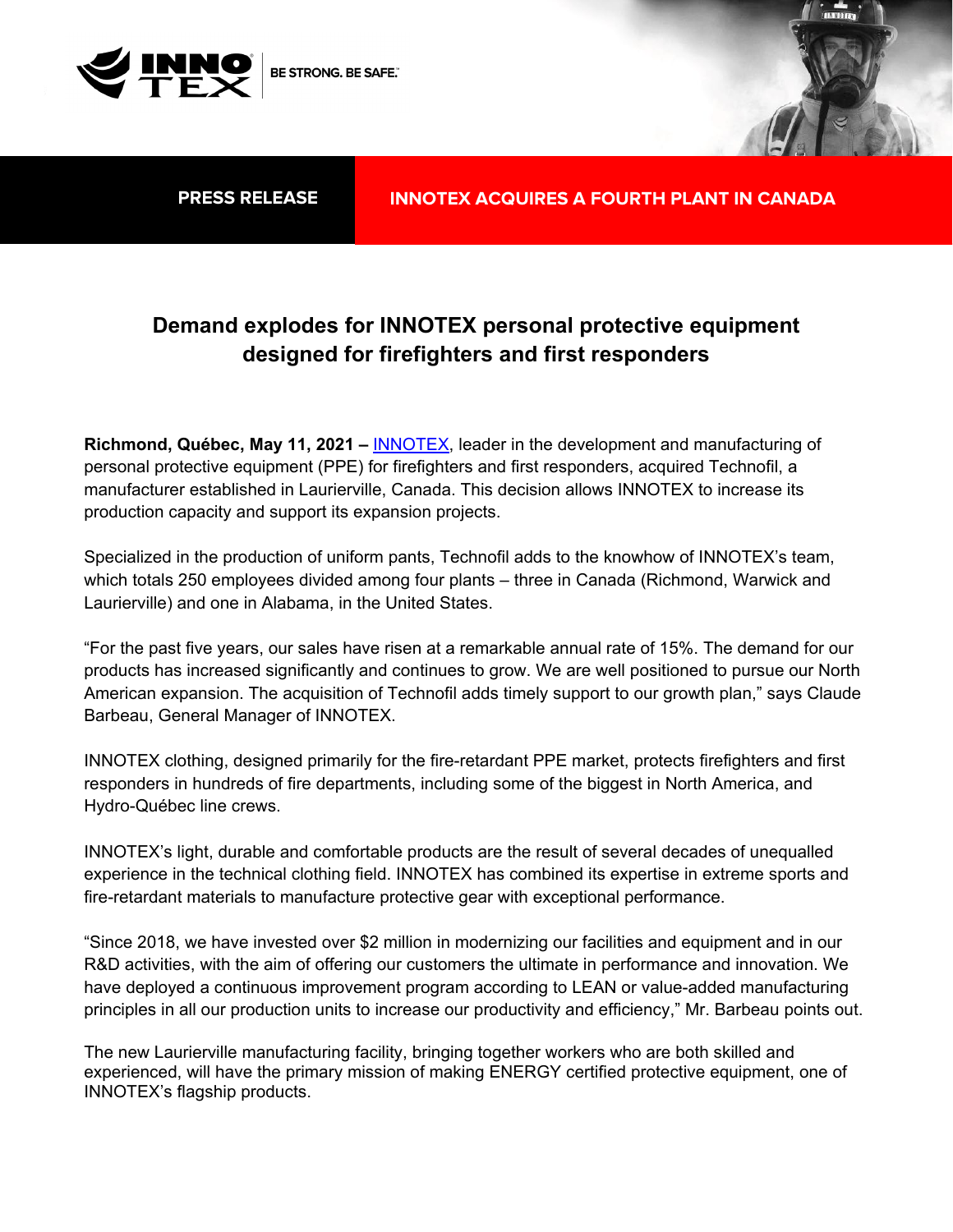BE STRONG. BE SAFE.

**PRESS RELEASE**

**INNOTEX ACQUIRES A FOURTH PLANT IN CANADA**

# Demand explodes for INNOTEX personal protective equipment designed for firefighters and first responders

**Richmond, Québec, May 11, 2021 –** [INNOTEX](), leader in the development and manufacturing of personal protective equipment (PPE) for firefighters and first responders, acquired Technofil, a manufacturer established in Laurierville, Canada. This decision allows INNOTEX to increase its production capacity and support its expansion projects.

Specialized in the production of uniform pants, Technofil adds to the knowhow of INNOTEX's team, which totals 250 employees divided among four plants – three in Canada (Richmond, Warwick and Laurierville) and one in Alabama, in the United States.

"For the past five years, our sales have risen at a remarkable annual rate of 15%. The demand for our products has increased significantly and continues to grow. We are well positioned to pursue our North American expansion. The acquisition of Technofil adds timely support to our growth plan," says Claude Barbeau, General Manager of INNOTEX.

INNOTEX clothing, designed primarily for the fire-retardant PPE market, protects firefighters and first responders in hundreds of fire departments, including some of the biggest in North America, and Hydro-Québec line crews.

INNOTEX's light, durable and comfortable products are the result of several decades of unequalled experience in the technical clothing field. INNOTEX has combined its expertise in extreme sports and fire-retardant materials to manufacture protective gear with exceptional performance.

"Since 2018, we have invested over $2 million in modernizing our facilities and equipment and in our R&D activities, with the aim of offering our customers the ultimate in performance and innovation. We have deployed a continuous improvement program according to LEAN or value-added manufacturing principles in all our production units to increase our productivity and efficiency," Mr. Barbeau points out.

The new Laurierville manufacturing facility, bringing together workers who are both skilled and experienced, will have the primary mission of making ENERGY certified protective equipment, one of INNOTEX's flagship products.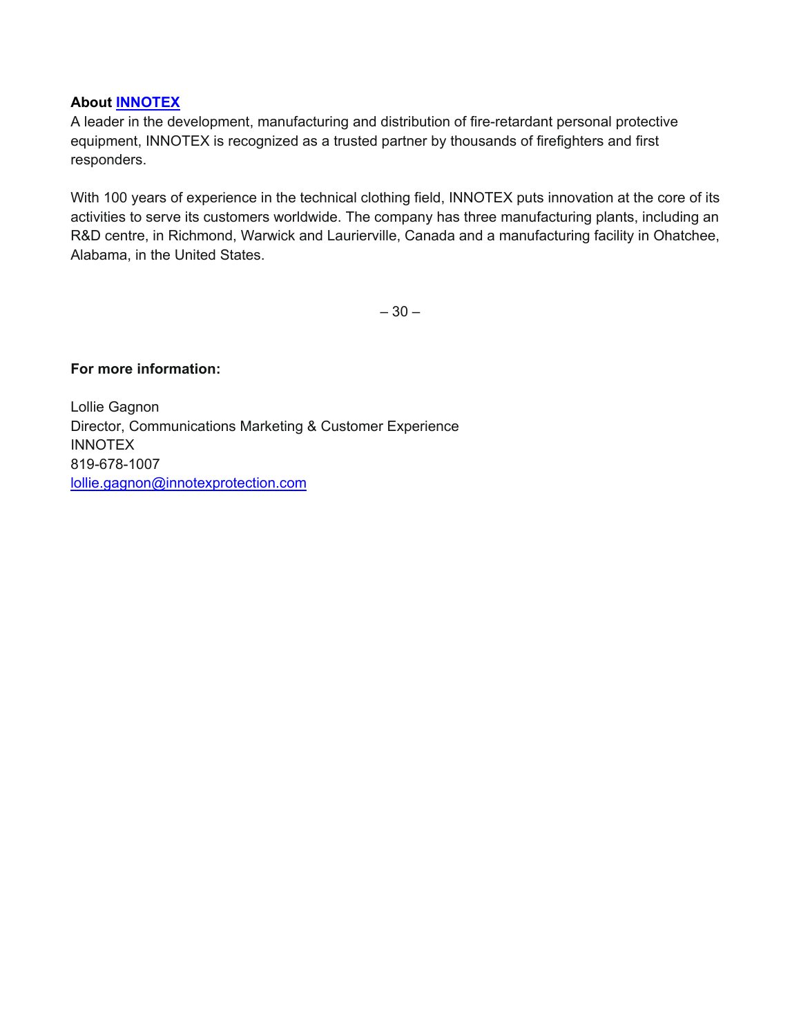**About INNOTEX**

A leader in the development, manufacturing and distribution of fire-retardant personal protective equipment, INNOTEX is recognized as a trusted partner by thousands of firefighters and first responders.

With 100 years of experience in the technical clothing field, INNOTEX puts innovation at the core of its activities to serve its customers worldwide. The company has three manufacturing plants, including an R&D centre, in Richmond, Warwick and Laurierville, Canada and a manufacturing facility in Ohatchee, Alabama, in the United States.

– 30 –

**For more information:**

Lollie Gagnon
Director, Communications Marketing & Customer Experience
INNOTEX
819-678-1007
lollie.gagnon@innotexprotection.com